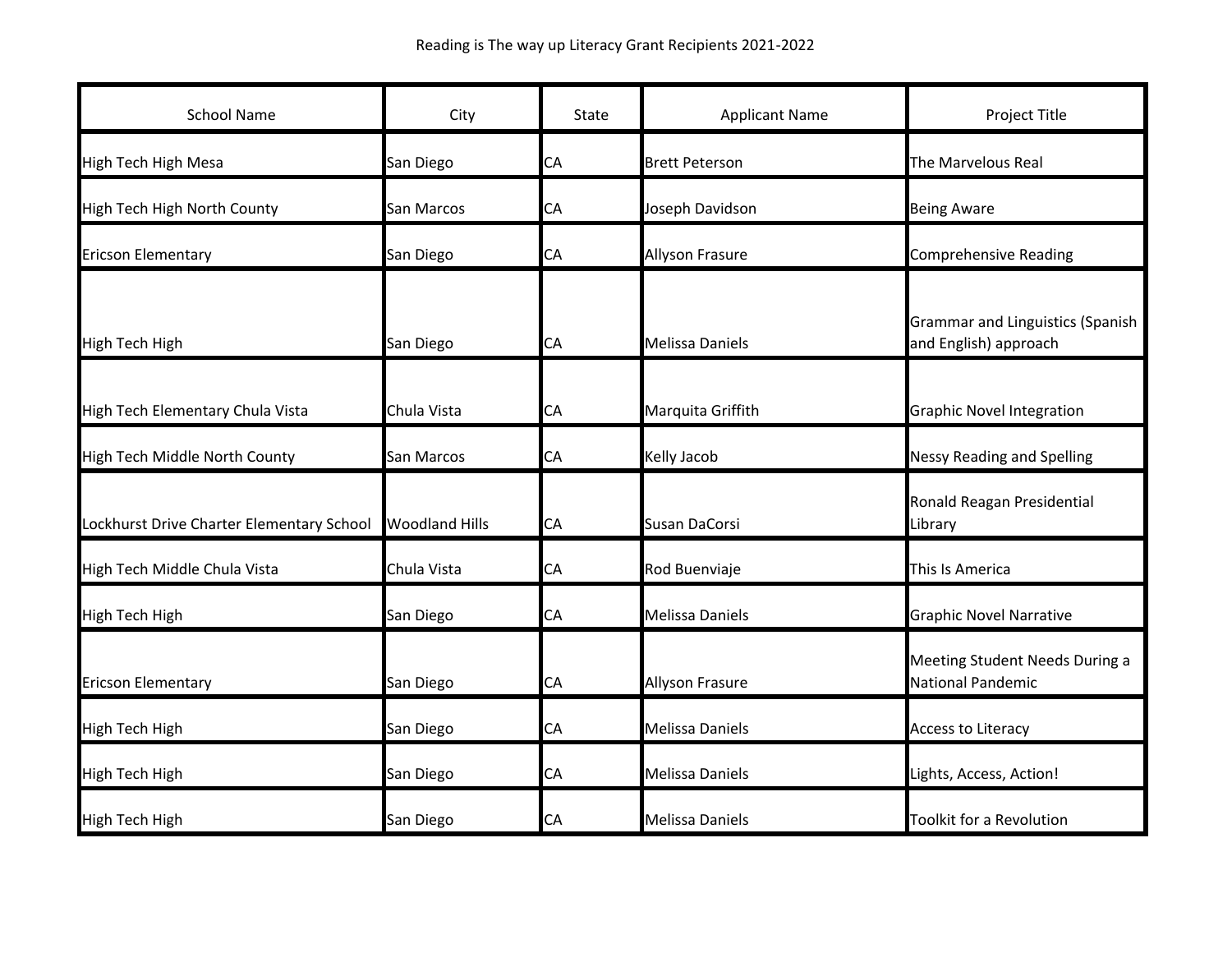# Reading is The way up Literacy Grant Recipients 2021-2022

| School Name | City | State | Applicant Name | Project Title |
|---|---|---|---|---|
| High Tech High Mesa | San Diego | CA | Brett Peterson | The Marvelous Real |
| High Tech High North County | San Marcos | CA | Joseph Davidson | Being Aware |
| Ericson Elementary | San Diego | CA | Allyson Frasure | Comprehensive Reading |
| High Tech High | San Diego | CA | Melissa Daniels | Grammar and Linguistics (Spanish and English) approach |
| High Tech Elementary Chula Vista | Chula Vista | CA | Marquita Griffith | Graphic Novel Integration |
| High Tech Middle North County | San Marcos | CA | Kelly Jacob | Nessy Reading and Spelling |
| Lockhurst Drive Charter Elementary School | Woodland Hills | CA | Susan DaCorsi | Ronald Reagan Presidential Library |
| High Tech Middle Chula Vista | Chula Vista | CA | Rod Buenviaje | This Is America |
| High Tech High | San Diego | CA | Melissa Daniels | Graphic Novel Narrative |
| Ericson Elementary | San Diego | CA | Allyson Frasure | Meeting Student Needs During a National Pandemic |
| High Tech High | San Diego | CA | Melissa Daniels | Access to Literacy |
| High Tech High | San Diego | CA | Melissa Daniels | Lights, Access, Action! |
| High Tech High | San Diego | CA | Melissa Daniels | Toolkit for a Revolution |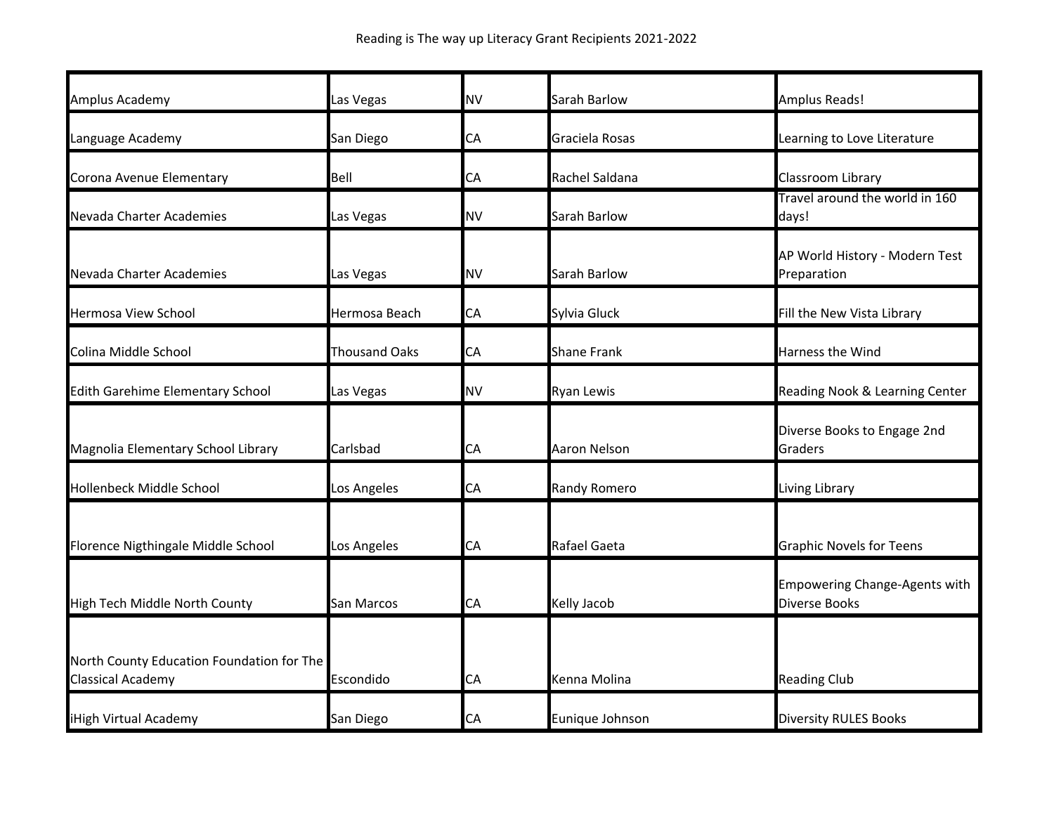Reading is The way up Literacy Grant Recipients 2021-2022

| | | | | |
|---|---|---|---|---|
| Amplus Academy | Las Vegas | NV | Sarah Barlow | Amplus Reads! |
| Language Academy | San Diego | CA | Graciela Rosas | Learning to Love Literature |
| Corona Avenue Elementary | Bell | CA | Rachel Saldana | Classroom Library |
| Nevada Charter Academies | Las Vegas | NV | Sarah Barlow | Travel around the world in 160 days! |
| Nevada Charter Academies | Las Vegas | NV | Sarah Barlow | AP World History - Modern Test Preparation |
| Hermosa View School | Hermosa Beach | CA | Sylvia Gluck | Fill the New Vista Library |
| Colina Middle School | Thousand Oaks | CA | Shane Frank | Harness the Wind |
| Edith Garehime Elementary School | Las Vegas | NV | Ryan Lewis | Reading Nook & Learning Center |
| Magnolia Elementary School Library | Carlsbad | CA | Aaron Nelson | Diverse Books to Engage 2nd Graders |
| Hollenbeck Middle School | Los Angeles | CA | Randy Romero | Living Library |
| Florence Nigthingale Middle School | Los Angeles | CA | Rafael Gaeta | Graphic Novels for Teens |
| High Tech Middle North County | San Marcos | CA | Kelly Jacob | Empowering Change-Agents with Diverse Books |
| North County Education Foundation for The Classical Academy | Escondido | CA | Kenna Molina | Reading Club |
| iHigh Virtual Academy | San Diego | CA | Eunique Johnson | Diversity RULES Books |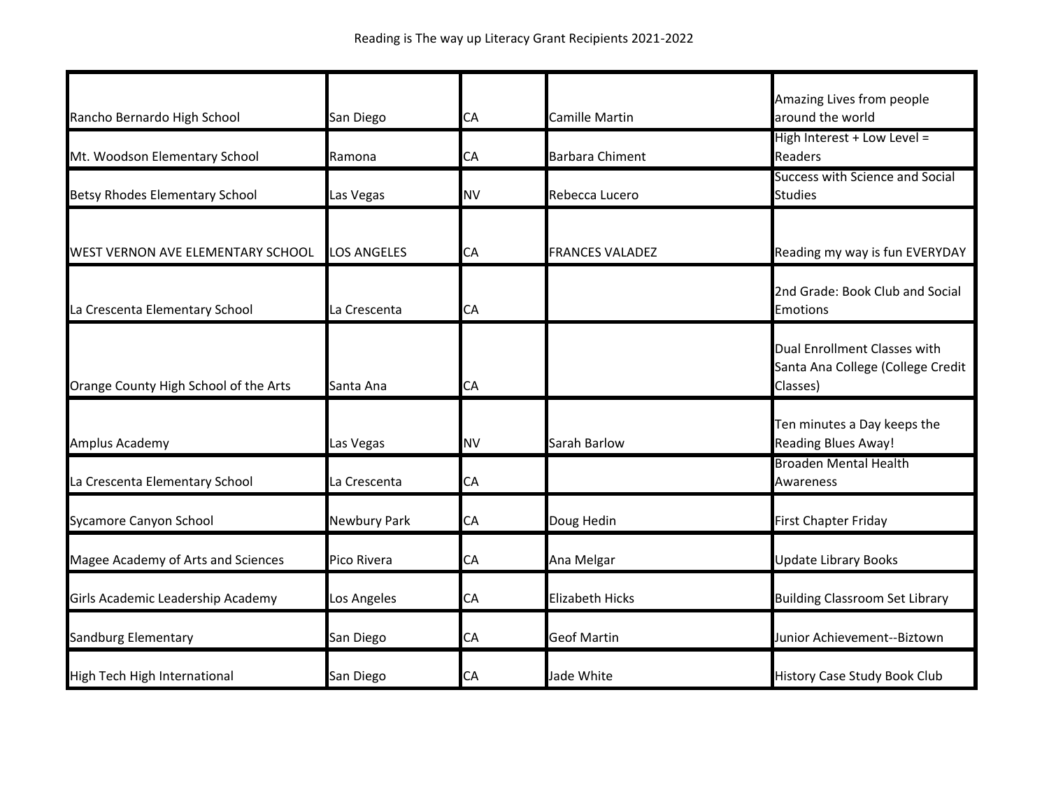Reading is The way up Literacy Grant Recipients 2021-2022

| | | | | |
|---|---|---|---|---|
| Rancho Bernardo High School | San Diego | CA | Camille Martin | Amazing Lives from people around the world |
| Mt. Woodson Elementary School | Ramona | CA | Barbara Chiment | High Interest + Low Level = Readers |
| Betsy Rhodes Elementary School | Las Vegas | NV | Rebecca Lucero | Success with Science and Social Studies |
| WEST VERNON AVE ELEMENTARY SCHOOL | LOS ANGELES | CA | FRANCES VALADEZ | Reading my way is fun EVERYDAY |
| La Crescenta Elementary School | La Crescenta | CA | | 2nd Grade: Book Club and Social Emotions |
| Orange County High School of the Arts | Santa Ana | CA | | Dual Enrollment Classes with Santa Ana College (College Credit Classes) |
| Amplus Academy | Las Vegas | NV | Sarah Barlow | Ten minutes a Day keeps the Reading Blues Away! |
| La Crescenta Elementary School | La Crescenta | CA | | Broaden Mental Health Awareness |
| Sycamore Canyon School | Newbury Park | CA | Doug Hedin | First Chapter Friday |
| Magee Academy of Arts and Sciences | Pico Rivera | CA | Ana Melgar | Update Library Books |
| Girls Academic Leadership Academy | Los Angeles | CA | Elizabeth Hicks | Building Classroom Set Library |
| Sandburg Elementary | San Diego | CA | Geof Martin | Junior Achievement--Biztown |
| High Tech High International | San Diego | CA | Jade White | History Case Study Book Club |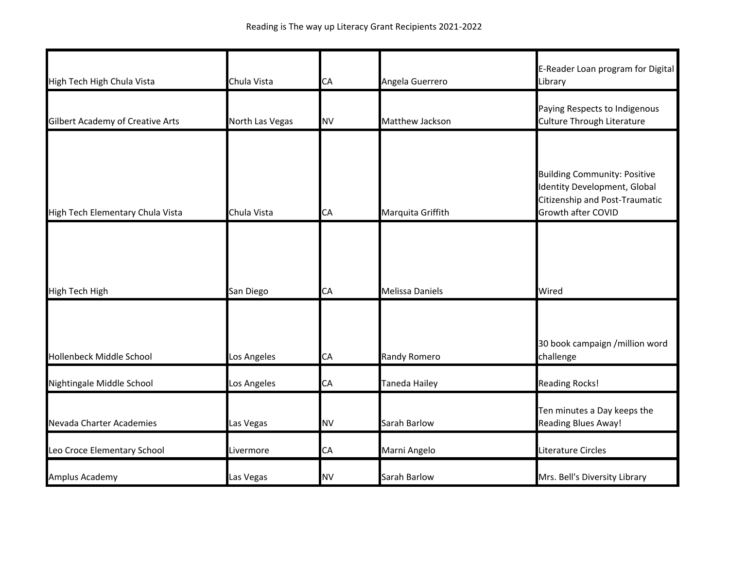Reading is The way up Literacy Grant Recipients 2021-2022

| | | | | |
|---|---|---|---|---|
| High Tech High Chula Vista | Chula Vista | CA | Angela Guerrero | E-Reader Loan program for Digital Library |
| Gilbert Academy of Creative Arts | North Las Vegas | NV | Matthew Jackson | Paying Respects to Indigenous Culture Through Literature |
| High Tech Elementary Chula Vista | Chula Vista | CA | Marquita Griffith | Building Community: Positive Identity Development, Global Citizenship and Post-Traumatic Growth after COVID |
| High Tech High | San Diego | CA | Melissa Daniels | Wired |
| Hollenbeck Middle School | Los Angeles | CA | Randy Romero | 30 book campaign /million word challenge |
| Nightingale Middle School | Los Angeles | CA | Taneda Hailey | Reading Rocks! |
| Nevada Charter Academies | Las Vegas | NV | Sarah Barlow | Ten minutes a Day keeps the Reading Blues Away! |
| Leo Croce Elementary School | Livermore | CA | Marni Angelo | Literature Circles |
| Amplus Academy | Las Vegas | NV | Sarah Barlow | Mrs. Bell's Diversity Library |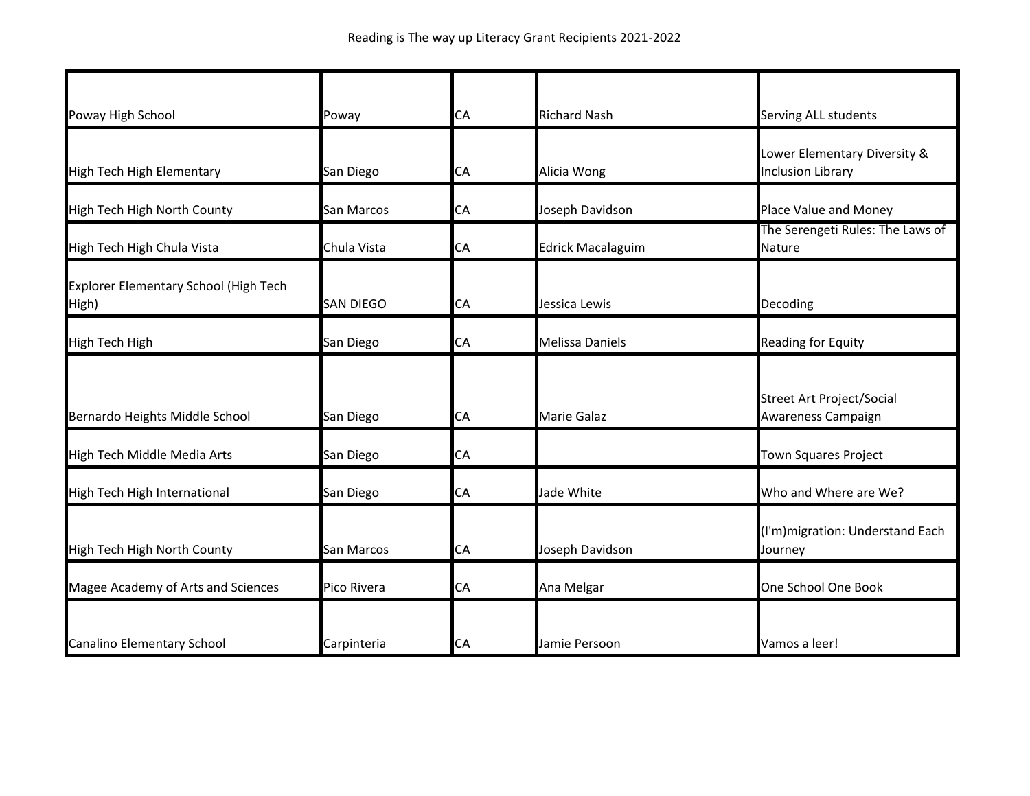| Poway High School | Poway | CA | Richard Nash | Serving ALL students |
| --- | --- | --- | --- | --- |
| High Tech High Elementary | San Diego | CA | Alicia Wong | Lower Elementary Diversity & Inclusion Library |
| High Tech High North County | San Marcos | CA | Joseph Davidson | Place Value and Money |
| High Tech High Chula Vista | Chula Vista | CA | Edrick Macalaguim | The Serengeti Rules: The Laws of Nature |
| Explorer Elementary School (High Tech High) | SAN DIEGO | CA | Jessica Lewis | Decoding |
| High Tech High | San Diego | CA | Melissa Daniels | Reading for Equity |
| Bernardo Heights Middle School | San Diego | CA | Marie Galaz | Street Art Project/Social Awareness Campaign |
| High Tech Middle Media Arts | San Diego | CA | | Town Squares Project |
| High Tech High International | San Diego | CA | Jade White | Who and Where are We? |
| High Tech High North County | San Marcos | CA | Joseph Davidson | (I'm)migration: Understand Each Journey |
| Magee Academy of Arts and Sciences | Pico Rivera | CA | Ana Melgar | One School One Book |
| Canalino Elementary School | Carpinteria | CA | Jamie Persoon | Vamos a leer! |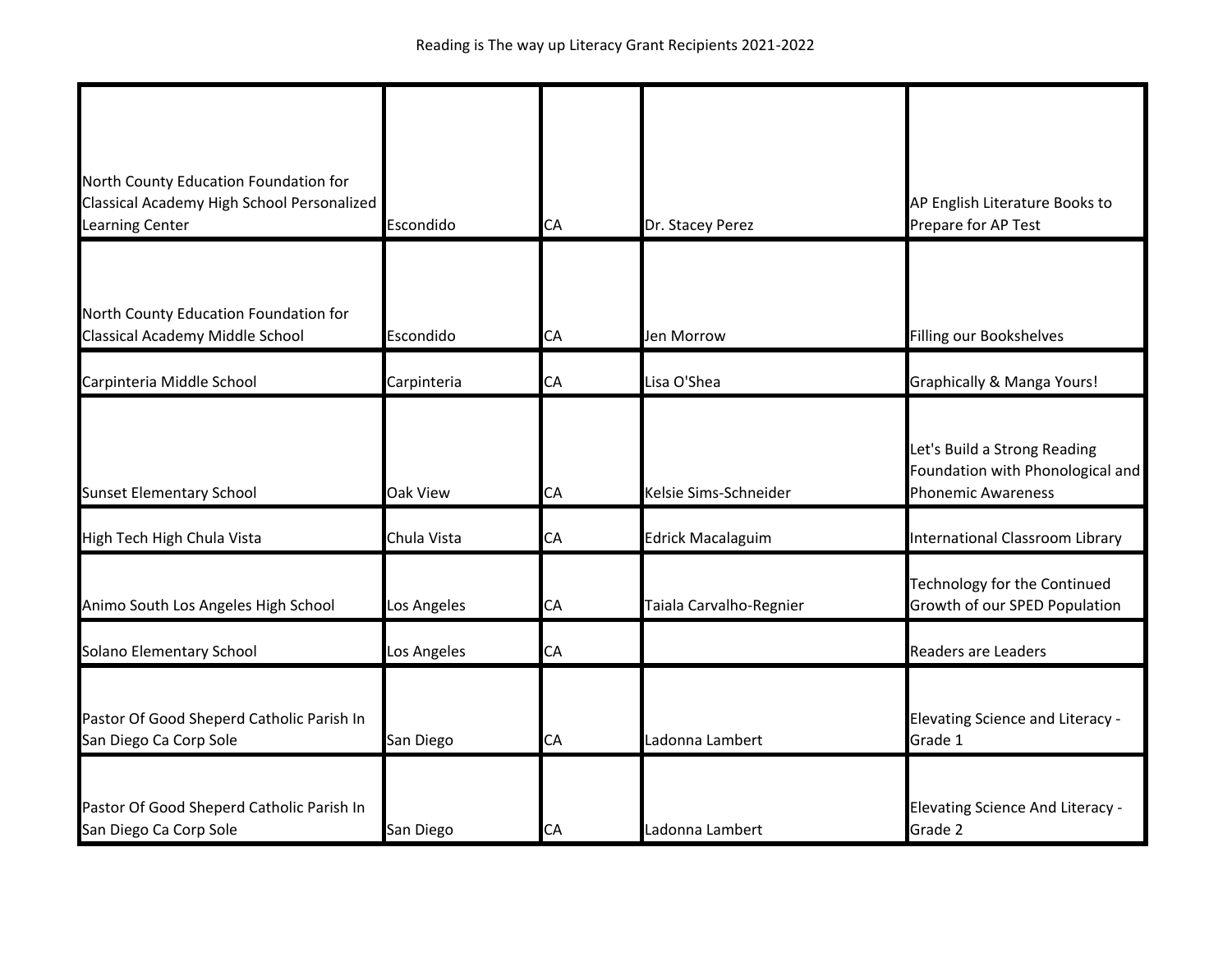Reading is The way up Literacy Grant Recipients 2021-2022

| | | | | |
|---|---|---|---|---|
| North County Education Foundation for Classical Academy High School Personalized Learning Center | Escondido | CA | Dr. Stacey Perez | AP English Literature Books to Prepare for AP Test |
| North County Education Foundation for Classical Academy Middle School | Escondido | CA | Jen Morrow | Filling our Bookshelves |
| Carpinteria Middle School | Carpinteria | CA | Lisa O'Shea | Graphically & Manga Yours! |
| Sunset Elementary School | Oak View | CA | Kelsie Sims-Schneider | Let's Build a Strong Reading Foundation with Phonological and Phonemic Awareness |
| High Tech High Chula Vista | Chula Vista | CA | Edrick Macalaguim | International Classroom Library |
| Animo South Los Angeles High School | Los Angeles | CA | Taiala Carvalho-Regnier | Technology for the Continued Growth of our SPED Population |
| Solano Elementary School | Los Angeles | CA | | Readers are Leaders |
| Pastor Of Good Sheperd Catholic Parish In San Diego Ca Corp Sole | San Diego | CA | Ladonna Lambert | Elevating Science and Literacy - Grade 1 |
| Pastor Of Good Sheperd Catholic Parish In San Diego Ca Corp Sole | San Diego | CA | Ladonna Lambert | Elevating Science And Literacy - Grade 2 |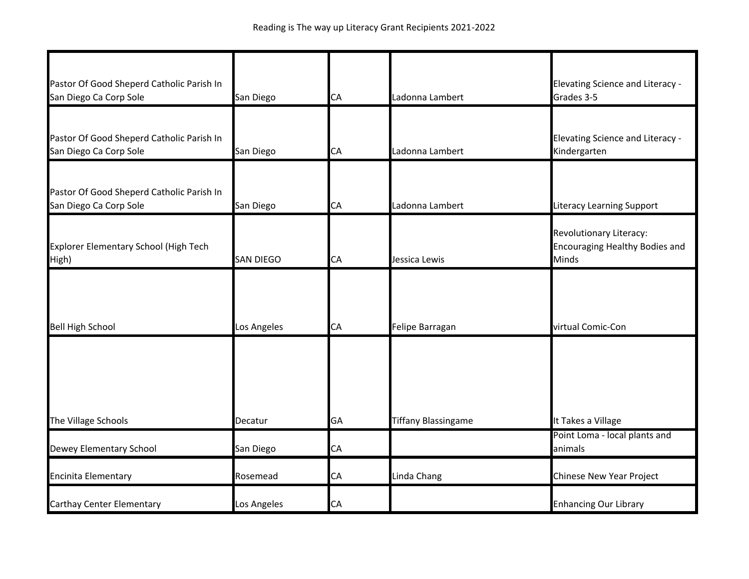Reading is The way up Literacy Grant Recipients 2021-2022

| | | | | |
|---|---|---|---|---|
| Pastor Of Good Sheperd Catholic Parish In San Diego Ca Corp Sole | San Diego | CA | Ladonna Lambert | Elevating Science and Literacy - Grades 3-5 |
| Pastor Of Good Sheperd Catholic Parish In San Diego Ca Corp Sole | San Diego | CA | Ladonna Lambert | Elevating Science and Literacy - Kindergarten |
| Pastor Of Good Sheperd Catholic Parish In San Diego Ca Corp Sole | San Diego | CA | Ladonna Lambert | Literacy Learning Support |
| Explorer Elementary School (High Tech High) | SAN DIEGO | CA | Jessica Lewis | Revolutionary Literacy: Encouraging Healthy Bodies and Minds |
| Bell High School | Los Angeles | CA | Felipe Barragan | virtual Comic-Con |
| The Village Schools | Decatur | GA | Tiffany Blassingame | It Takes a Village |
| Dewey Elementary School | San Diego | CA | | Point Loma - local plants and animals |
| Encinita Elementary | Rosemead | CA | Linda Chang | Chinese New Year Project |
| Carthay Center Elementary | Los Angeles | CA | | Enhancing Our Library |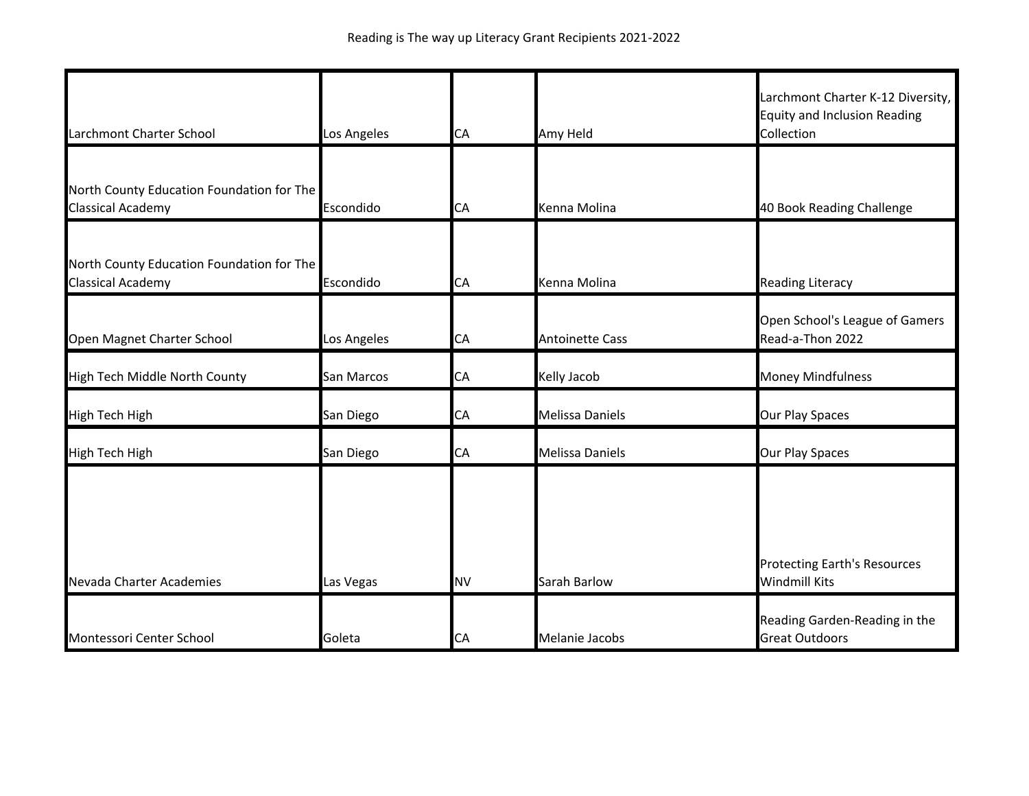Reading is The way up Literacy Grant Recipients 2021-2022

| | | | | |
|---|---|---|---|---|
| Larchmont Charter School | Los Angeles | CA | Amy Held | Larchmont Charter K-12 Diversity, Equity and Inclusion Reading Collection |
| North County Education Foundation for The Classical Academy | Escondido | CA | Kenna Molina | 40 Book Reading Challenge |
| North County Education Foundation for The Classical Academy | Escondido | CA | Kenna Molina | Reading Literacy |
| Open Magnet Charter School | Los Angeles | CA | Antoinette Cass | Open School's League of Gamers Read-a-Thon 2022 |
| High Tech Middle North County | San Marcos | CA | Kelly Jacob | Money Mindfulness |
| High Tech High | San Diego | CA | Melissa Daniels | Our Play Spaces |
| High Tech High | San Diego | CA | Melissa Daniels | Our Play Spaces |
| Nevada Charter Academies | Las Vegas | NV | Sarah Barlow | Protecting Earth's Resources Windmill Kits |
| Montessori Center School | Goleta | CA | Melanie Jacobs | Reading Garden-Reading in the Great Outdoors |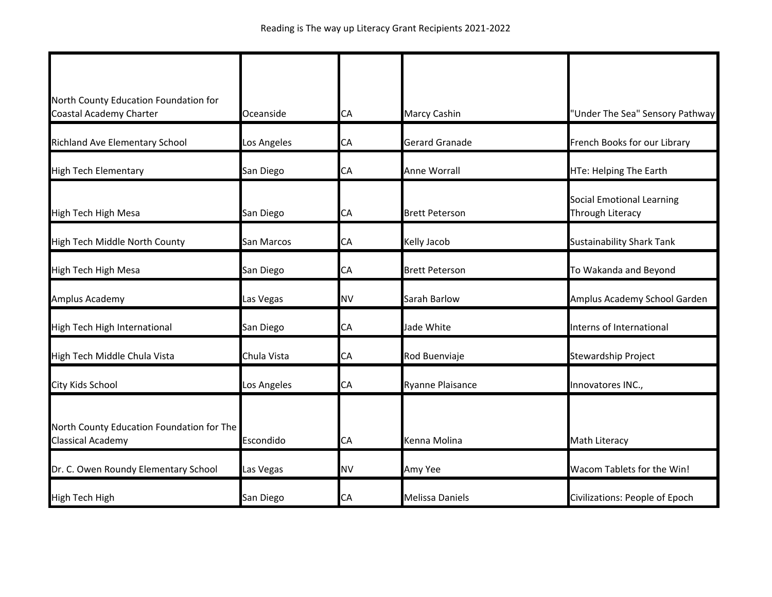Reading is The way up Literacy Grant Recipients 2021-2022

| | | | | |
|---|---|---|---|---|
| North County Education Foundation for Coastal Academy Charter | Oceanside | CA | Marcy Cashin | "Under The Sea" Sensory Pathway |
| Richland Ave Elementary School | Los Angeles | CA | Gerard Granade | French Books for our Library |
| High Tech Elementary | San Diego | CA | Anne Worrall | HTe: Helping The Earth |
| High Tech High Mesa | San Diego | CA | Brett Peterson | Social Emotional Learning Through Literacy |
| High Tech Middle North County | San Marcos | CA | Kelly Jacob | Sustainability Shark Tank |
| High Tech High Mesa | San Diego | CA | Brett Peterson | To Wakanda and Beyond |
| Amplus Academy | Las Vegas | NV | Sarah Barlow | Amplus Academy School Garden |
| High Tech High International | San Diego | CA | Jade White | Interns of International |
| High Tech Middle Chula Vista | Chula Vista | CA | Rod Buenviaje | Stewardship Project |
| City Kids School | Los Angeles | CA | Ryanne Plaisance | Innovatores INC., |
| North County Education Foundation for The Classical Academy | Escondido | CA | Kenna Molina | Math Literacy |
| Dr. C. Owen Roundy Elementary School | Las Vegas | NV | Amy Yee | Wacom Tablets for the Win! |
| High Tech High | San Diego | CA | Melissa Daniels | Civilizations: People of Epoch |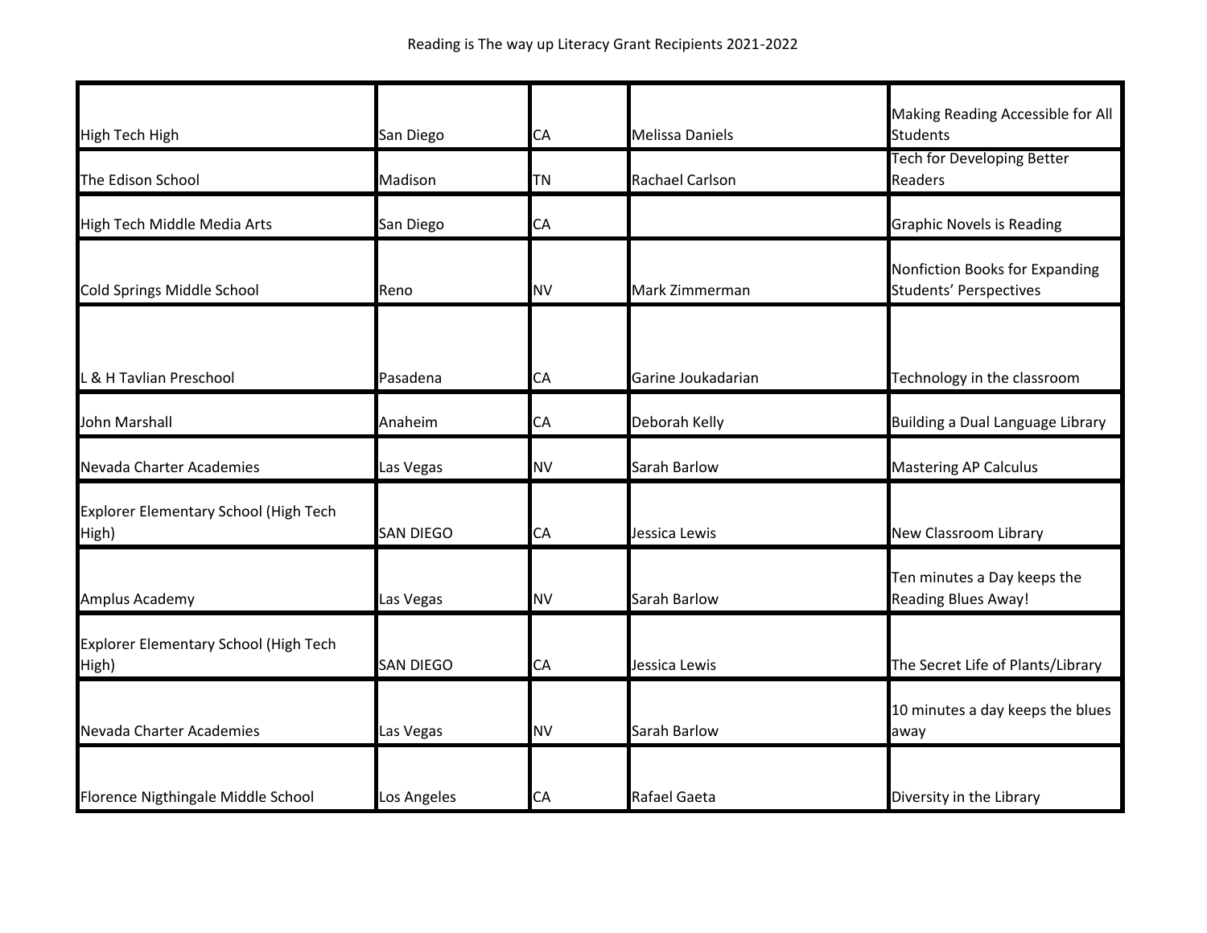Reading is The way up Literacy Grant Recipients 2021-2022

| | | | | |
|---|---|---|---|---|
| High Tech High | San Diego | CA | Melissa Daniels | Making Reading Accessible for All Students |
| The Edison School | Madison | TN | Rachael Carlson | Tech for Developing Better Readers |
| High Tech Middle Media Arts | San Diego | CA | | Graphic Novels is Reading |
| Cold Springs Middle School | Reno | NV | Mark Zimmerman | Nonfiction Books for Expanding Students' Perspectives |
| L & H Tavlian Preschool | Pasadena | CA | Garine Joukadarian | Technology in the classroom |
| John Marshall | Anaheim | CA | Deborah Kelly | Building a Dual Language Library |
| Nevada Charter Academies | Las Vegas | NV | Sarah Barlow | Mastering AP Calculus |
| Explorer Elementary School (High Tech High) | SAN DIEGO | CA | Jessica Lewis | New Classroom Library |
| Amplus Academy | Las Vegas | NV | Sarah Barlow | Ten minutes a Day keeps the Reading Blues Away! |
| Explorer Elementary School (High Tech High) | SAN DIEGO | CA | Jessica Lewis | The Secret Life of Plants/Library |
| Nevada Charter Academies | Las Vegas | NV | Sarah Barlow | 10 minutes a day keeps the blues away |
| Florence Nigthingale Middle School | Los Angeles | CA | Rafael Gaeta | Diversity in the Library |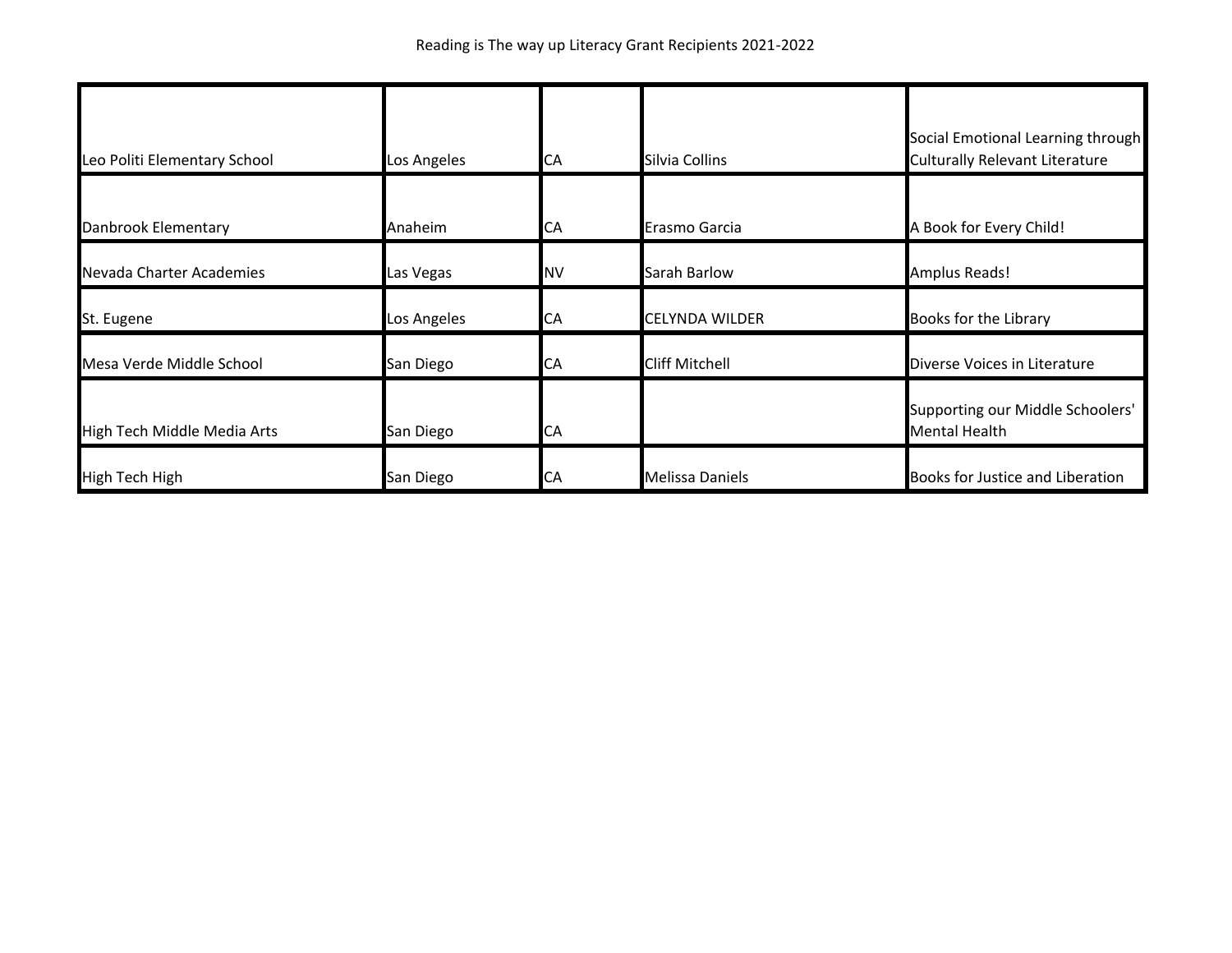Reading is The way up Literacy Grant Recipients 2021-2022

| | | | | |
|---|---|---|---|---|
| Leo Politi Elementary School | Los Angeles | CA | Silvia Collins | Social Emotional Learning through Culturally Relevant Literature |
| Danbrook Elementary | Anaheim | CA | Erasmo Garcia | A Book for Every Child! |
| Nevada Charter Academies | Las Vegas | NV | Sarah Barlow | Amplus Reads! |
| St. Eugene | Los Angeles | CA | CELYNDA WILDER | Books for the Library |
| Mesa Verde Middle School | San Diego | CA | Cliff Mitchell | Diverse Voices in Literature |
| High Tech Middle Media Arts | San Diego | CA | | Supporting our Middle Schoolers' Mental Health |
| High Tech High | San Diego | CA | Melissa Daniels | Books for Justice and Liberation |